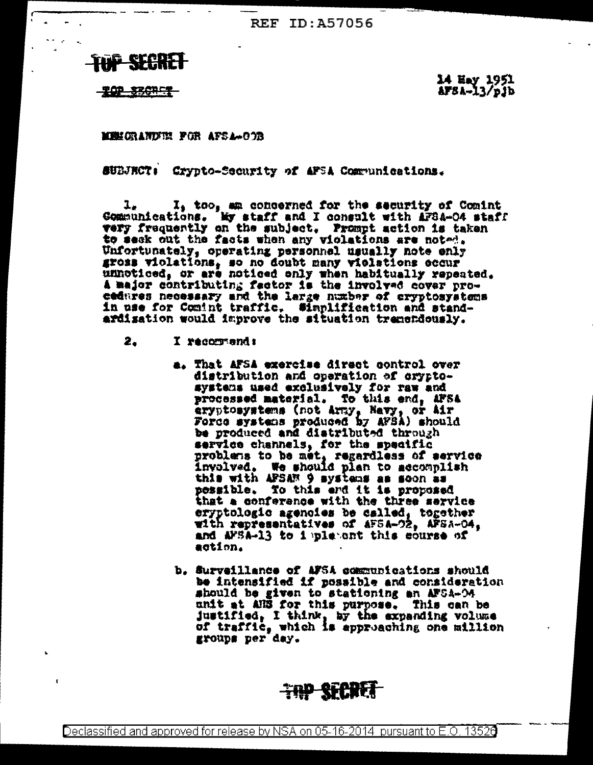REF ID:A57056

TOP SECRET

TOP SECRET

14 May 1951
AFSA-13/pjb

MEMORANDUM FOR AFSA-00B

SUBJECT: Crypto-Security of AFSA Communications.

1. I, too, am concerned for the security of Comint Communications. My staff and I consult with AFSA-04 staff very frequently on the subject. Prompt action is taken to seek out the facts when any violations are noted. Unfortunately, operating personnel usually note only gross violations, so no doubt many violations occur unnoticed, or are noticed only when habitually repeated. A major contributing factor is the involved cover procedures necessary and the large number of cryptosystems in use for Comint traffic. Simplification and standardization would improve the situation tremendously.

2. I recommend:

   a. That AFSA exercise direct control over distribution and operation of cryptosystems used exclusively for raw and processed material. To this end, AFSA cryptosystems (not Army, Navy, or Air Force systems produced by AFSA) should be produced and distributed through service channels, for the specific problems to be met, regardless of service involved. We should plan to accomplish this with AFSAM 9 systems as soon as possible. To this end it is proposed that a conference with the three service cryptologic agencies be called, together with representatives of AFSA-02, AFSA-04, and AFSA-13 to implement this course of action.

   b. Surveillance of AFSA communications should be intensified if possible and consideration should be given to stationing an AFSA-04 unit at ANS for this purpose. This can be justified, I think, by the expanding volume of traffic, which is approaching one million groups per day.

TOP SECRET

Declassified and approved for release by NSA on 05-16-2014 pursuant to E.O. 13526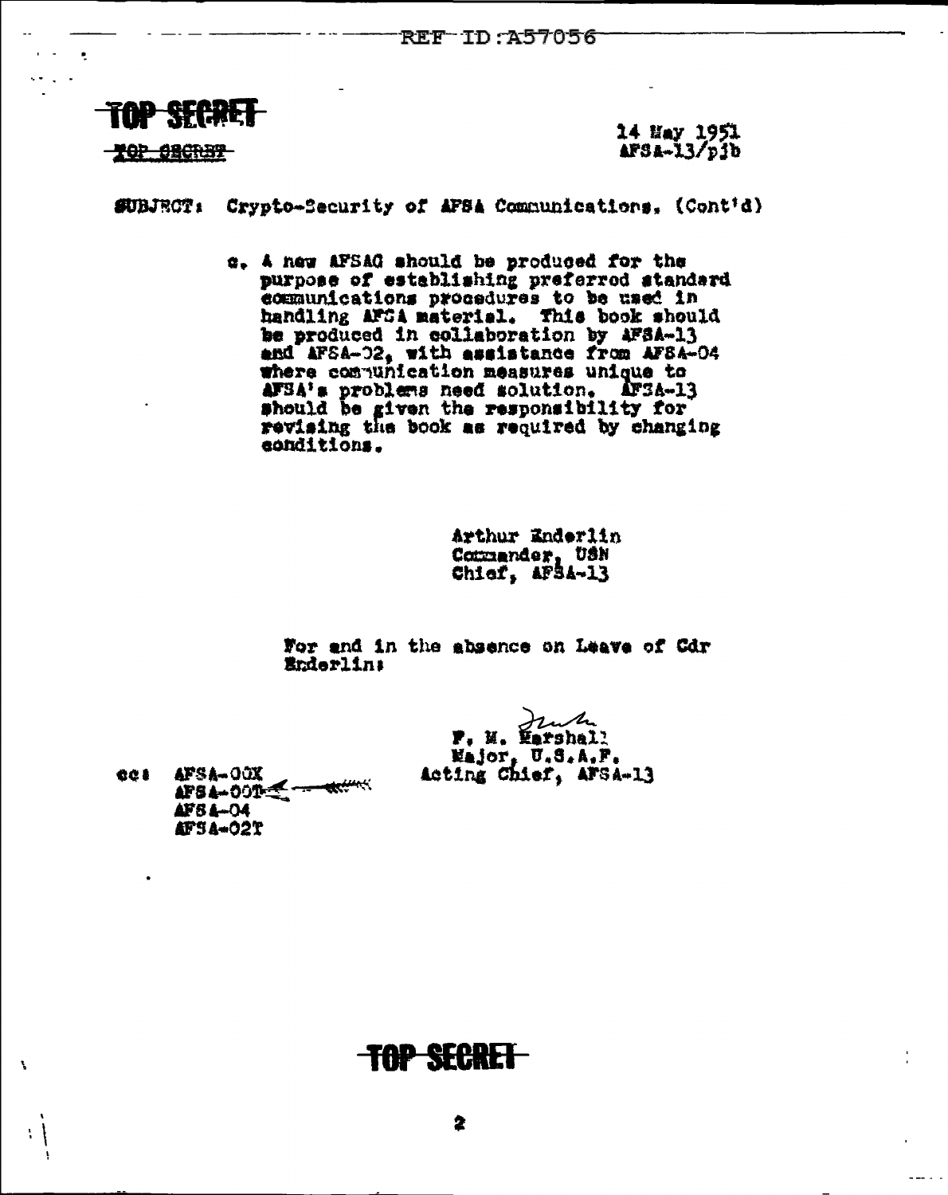REF ID:A57056

**TOP SECRET**

~~TOP SECRET~~

14 May 1951
AFSA-13/pjb

SUBJECT: Crypto-Security of AFSA Communications. (Cont'd)

c. A new AFSAG should be produced for the purpose of establishing preferred standard communications procedures to be used in handling AFSA material. This book should be produced in collaboration by AFSA-13 and AFSA-02, with assistance from AFSA-04 where communication measures unique to AFSA's problems need solution. AFSA-13 should be given the responsibility for revising the book as required by changing conditions.

Arthur Enderlin
Commander, USN
Chief, AFSA-13

For and in the absence on Leave of Cdr Enderlin:

F. M. Marshall
Major, U.S.A.F.
Acting Chief, AFSA-13

cc: AFSA-00X
AFSA-00T
AFSA-04
AFSA-02T

**TOP SECRET**